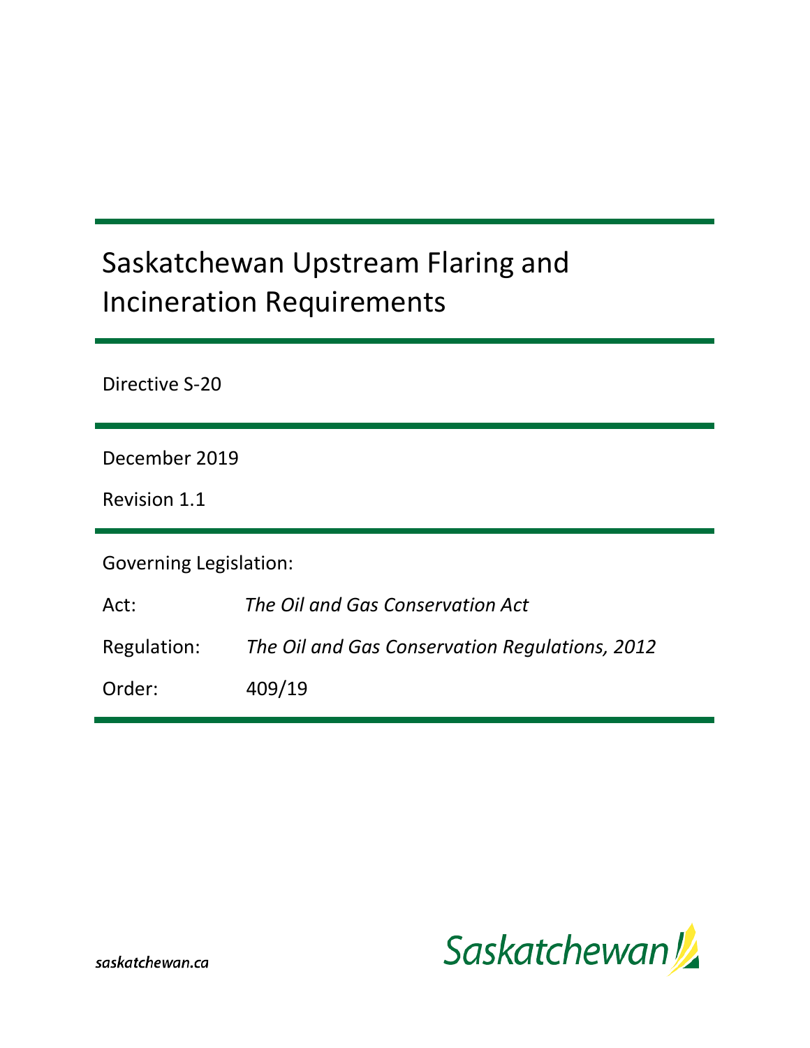# Saskatchewan Upstream Flaring and Incineration Requirements

Directive S-20

December 2019

Revision 1.1

Governing Legislation:

| | |
|---|---|
| Act: | *The Oil and Gas Conservation Act* |
| Regulation: | *The Oil and Gas Conservation Regulations, 2012* |
| Order: | 409/19 |

*saskatchewan.ca*

Saskatchewan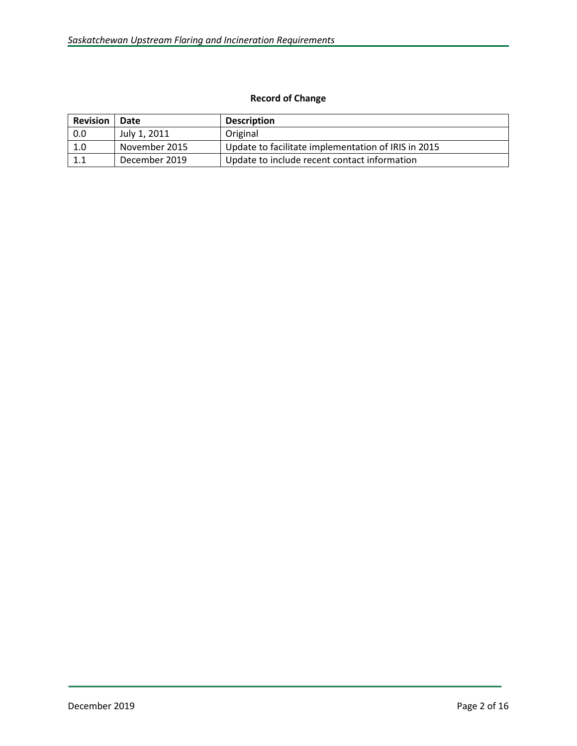**Record of Change**

| Revision | Date | Description |
|---|---|---|
| 0.0 | July 1, 2011 | Original |
| 1.0 | November 2015 | Update to facilitate implementation of IRIS in 2015 |
| 1.1 | December 2019 | Update to include recent contact information |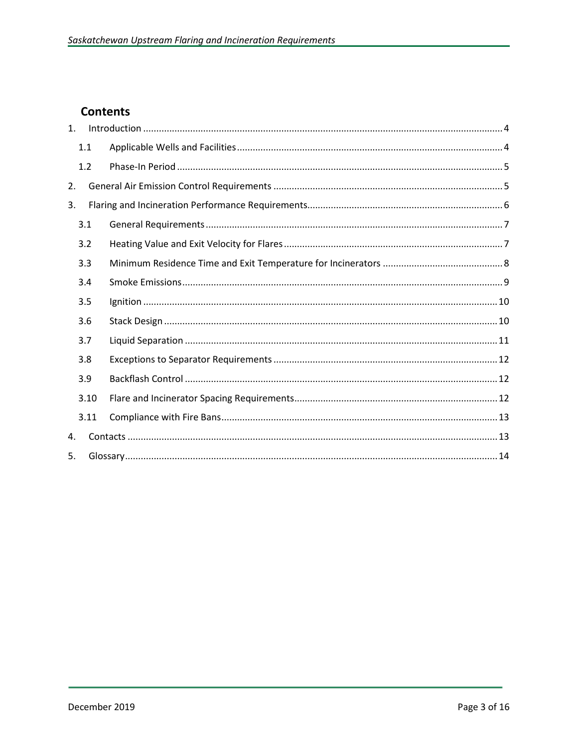## Contents

1. Introduction ..... 4
   - 1.1 Applicable Wells and Facilities ..... 4
   - 1.2 Phase-In Period ..... 5
2. General Air Emission Control Requirements ..... 5
3. Flaring and Incineration Performance Requirements ..... 6
   - 3.1 General Requirements ..... 7
   - 3.2 Heating Value and Exit Velocity for Flares ..... 7
   - 3.3 Minimum Residence Time and Exit Temperature for Incinerators ..... 8
   - 3.4 Smoke Emissions ..... 9
   - 3.5 Ignition ..... 10
   - 3.6 Stack Design ..... 10
   - 3.7 Liquid Separation ..... 11
   - 3.8 Exceptions to Separator Requirements ..... 12
   - 3.9 Backflash Control ..... 12
   - 3.10 Flare and Incinerator Spacing Requirements ..... 12
   - 3.11 Compliance with Fire Bans ..... 13
4. Contacts ..... 13
5. Glossary ..... 14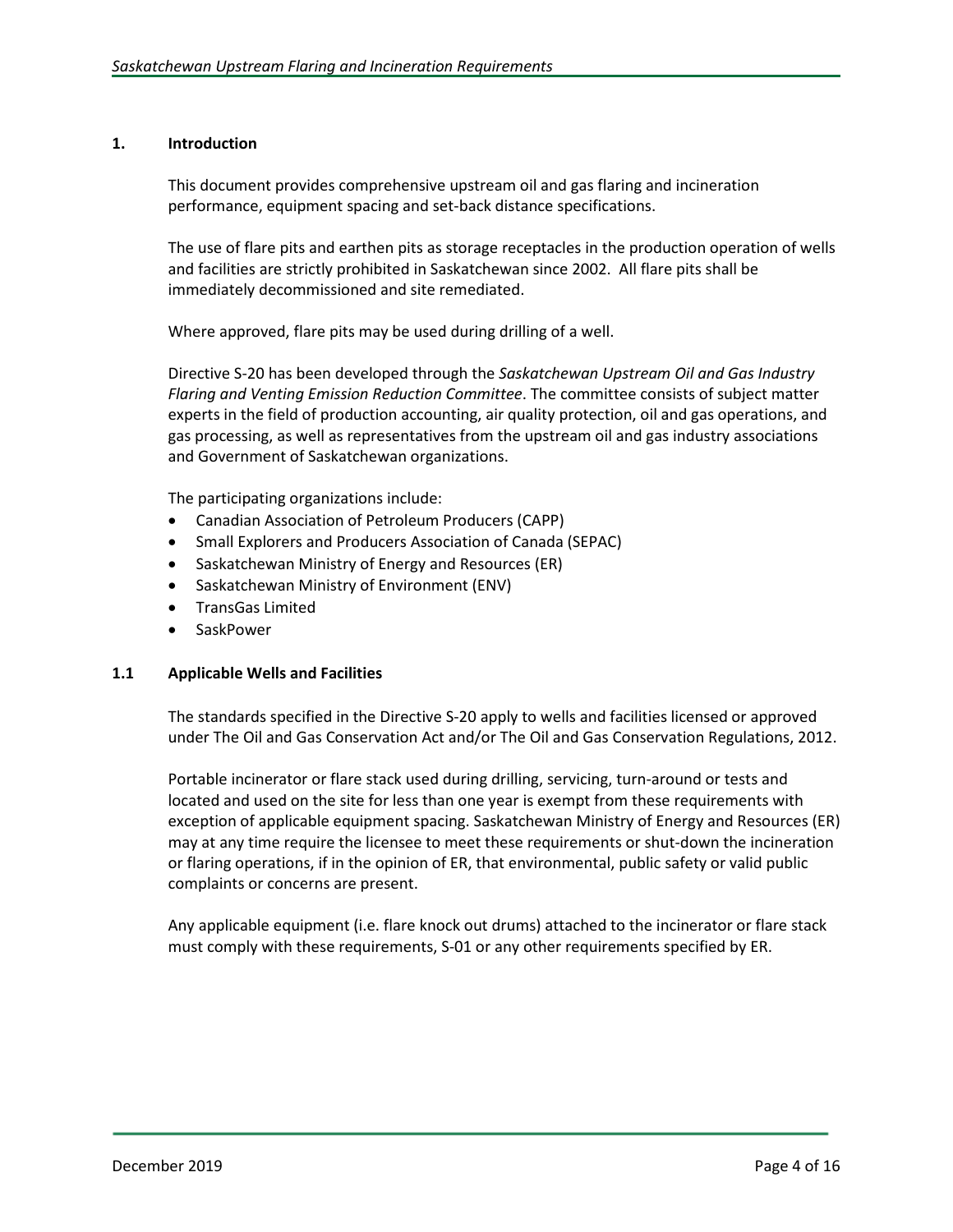## 1. Introduction

This document provides comprehensive upstream oil and gas flaring and incineration performance, equipment spacing and set-back distance specifications.

The use of flare pits and earthen pits as storage receptacles in the production operation of wells and facilities are strictly prohibited in Saskatchewan since 2002. All flare pits shall be immediately decommissioned and site remediated.

Where approved, flare pits may be used during drilling of a well.

Directive S-20 has been developed through the *Saskatchewan Upstream Oil and Gas Industry Flaring and Venting Emission Reduction Committee*. The committee consists of subject matter experts in the field of production accounting, air quality protection, oil and gas operations, and gas processing, as well as representatives from the upstream oil and gas industry associations and Government of Saskatchewan organizations.

The participating organizations include:

- Canadian Association of Petroleum Producers (CAPP)
- Small Explorers and Producers Association of Canada (SEPAC)
- Saskatchewan Ministry of Energy and Resources (ER)
- Saskatchewan Ministry of Environment (ENV)
- TransGas Limited
- SaskPower

### 1.1 Applicable Wells and Facilities

The standards specified in the Directive S-20 apply to wells and facilities licensed or approved under The Oil and Gas Conservation Act and/or The Oil and Gas Conservation Regulations, 2012.

Portable incinerator or flare stack used during drilling, servicing, turn-around or tests and located and used on the site for less than one year is exempt from these requirements with exception of applicable equipment spacing. Saskatchewan Ministry of Energy and Resources (ER) may at any time require the licensee to meet these requirements or shut-down the incineration or flaring operations, if in the opinion of ER, that environmental, public safety or valid public complaints or concerns are present.

Any applicable equipment (i.e. flare knock out drums) attached to the incinerator or flare stack must comply with these requirements, S-01 or any other requirements specified by ER.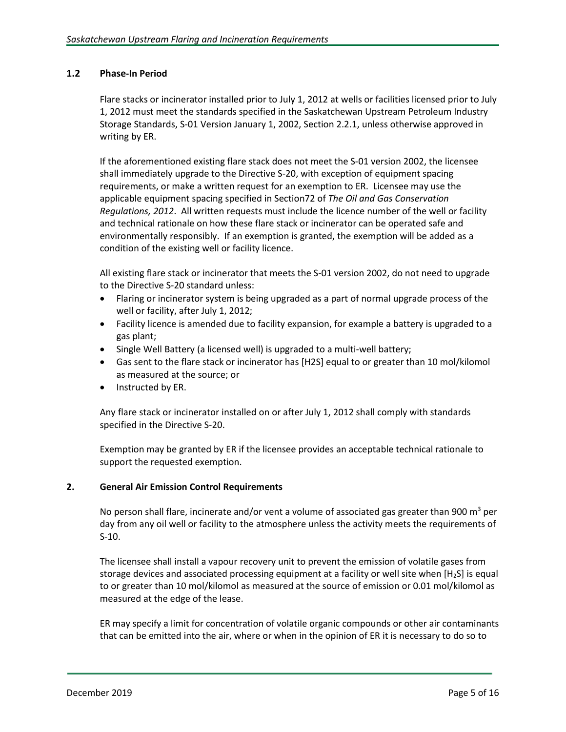## 1.2 Phase-In Period

Flare stacks or incinerator installed prior to July 1, 2012 at wells or facilities licensed prior to July 1, 2012 must meet the standards specified in the Saskatchewan Upstream Petroleum Industry Storage Standards, S-01 Version January 1, 2002, Section 2.2.1, unless otherwise approved in writing by ER.

If the aforementioned existing flare stack does not meet the S-01 version 2002, the licensee shall immediately upgrade to the Directive S-20, with exception of equipment spacing requirements, or make a written request for an exemption to ER. Licensee may use the applicable equipment spacing specified in Section72 of *The Oil and Gas Conservation Regulations, 2012*. All written requests must include the licence number of the well or facility and technical rationale on how these flare stack or incinerator can be operated safe and environmentally responsibly. If an exemption is granted, the exemption will be added as a condition of the existing well or facility licence.

All existing flare stack or incinerator that meets the S-01 version 2002, do not need to upgrade to the Directive S-20 standard unless:

- Flaring or incinerator system is being upgraded as a part of normal upgrade process of the well or facility, after July 1, 2012;
- Facility licence is amended due to facility expansion, for example a battery is upgraded to a gas plant;
- Single Well Battery (a licensed well) is upgraded to a multi-well battery;
- Gas sent to the flare stack or incinerator has [H2S] equal to or greater than 10 mol/kilomol as measured at the source; or
- Instructed by ER.

Any flare stack or incinerator installed on or after July 1, 2012 shall comply with standards specified in the Directive S-20.

Exemption may be granted by ER if the licensee provides an acceptable technical rationale to support the requested exemption.

# 2. General Air Emission Control Requirements

No person shall flare, incinerate and/or vent a volume of associated gas greater than 900 $m^3$ per day from any oil well or facility to the atmosphere unless the activity meets the requirements of S-10.

The licensee shall install a vapour recovery unit to prevent the emission of volatile gases from storage devices and associated processing equipment at a facility or well site when [$H_2S$] is equal to or greater than 10 mol/kilomol as measured at the source of emission or 0.01 mol/kilomol as measured at the edge of the lease.

ER may specify a limit for concentration of volatile organic compounds or other air contaminants that can be emitted into the air, where or when in the opinion of ER it is necessary to do so to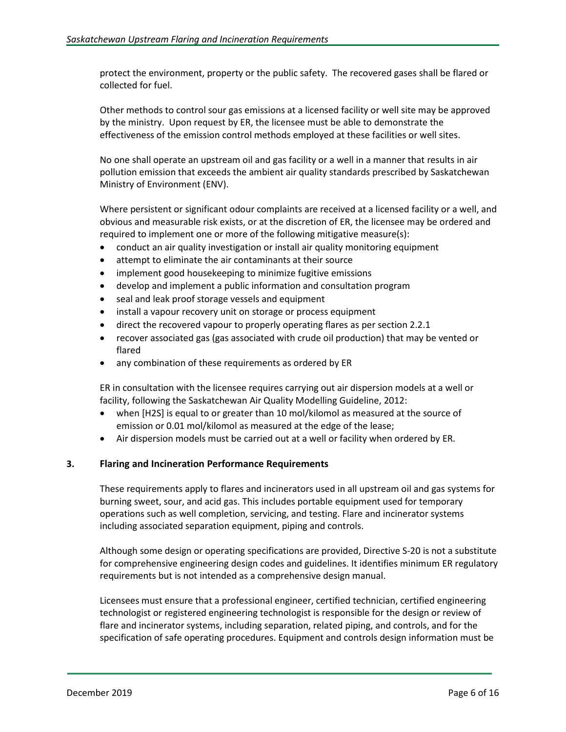protect the environment, property or the public safety. The recovered gases shall be flared or collected for fuel.

Other methods to control sour gas emissions at a licensed facility or well site may be approved by the ministry. Upon request by ER, the licensee must be able to demonstrate the effectiveness of the emission control methods employed at these facilities or well sites.

No one shall operate an upstream oil and gas facility or a well in a manner that results in air pollution emission that exceeds the ambient air quality standards prescribed by Saskatchewan Ministry of Environment (ENV).

Where persistent or significant odour complaints are received at a licensed facility or a well, and obvious and measurable risk exists, or at the discretion of ER, the licensee may be ordered and required to implement one or more of the following mitigative measure(s):

- conduct an air quality investigation or install air quality monitoring equipment
- attempt to eliminate the air contaminants at their source
- implement good housekeeping to minimize fugitive emissions
- develop and implement a public information and consultation program
- seal and leak proof storage vessels and equipment
- install a vapour recovery unit on storage or process equipment
- direct the recovered vapour to properly operating flares as per section 2.2.1
- recover associated gas (gas associated with crude oil production) that may be vented or flared
- any combination of these requirements as ordered by ER

ER in consultation with the licensee requires carrying out air dispersion models at a well or facility, following the Saskatchewan Air Quality Modelling Guideline, 2012:

- when [$H_2S$] is equal to or greater than 10 mol/kilomol as measured at the source of emission or 0.01 mol/kilomol as measured at the edge of the lease;
- Air dispersion models must be carried out at a well or facility when ordered by ER.

## 3. Flaring and Incineration Performance Requirements

These requirements apply to flares and incinerators used in all upstream oil and gas systems for burning sweet, sour, and acid gas. This includes portable equipment used for temporary operations such as well completion, servicing, and testing. Flare and incinerator systems including associated separation equipment, piping and controls.

Although some design or operating specifications are provided, Directive S-20 is not a substitute for comprehensive engineering design codes and guidelines. It identifies minimum ER regulatory requirements but is not intended as a comprehensive design manual.

Licensees must ensure that a professional engineer, certified technician, certified engineering technologist or registered engineering technologist is responsible for the design or review of flare and incinerator systems, including separation, related piping, and controls, and for the specification of safe operating procedures. Equipment and controls design information must be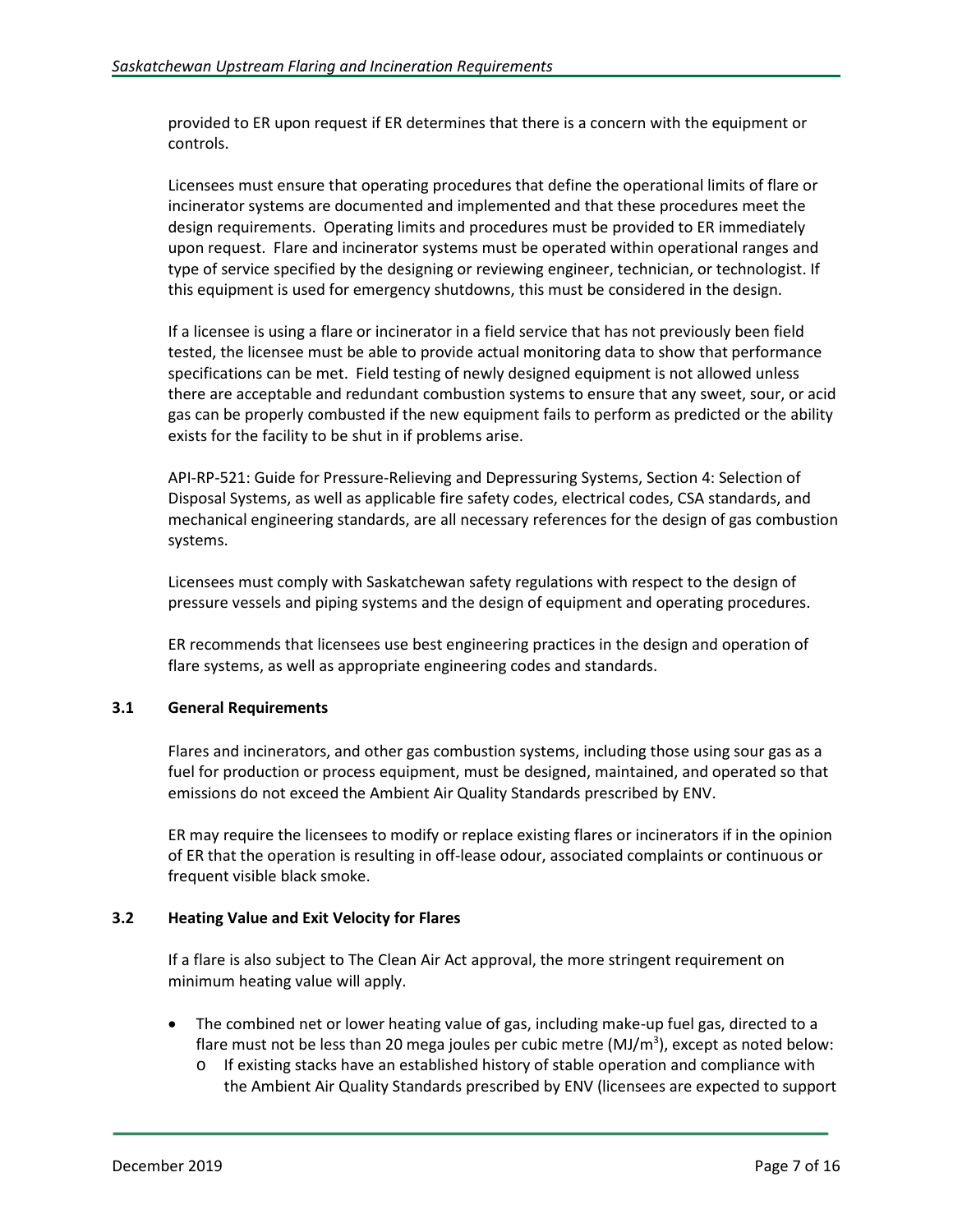provided to ER upon request if ER determines that there is a concern with the equipment or controls.

Licensees must ensure that operating procedures that define the operational limits of flare or incinerator systems are documented and implemented and that these procedures meet the design requirements. Operating limits and procedures must be provided to ER immediately upon request. Flare and incinerator systems must be operated within operational ranges and type of service specified by the designing or reviewing engineer, technician, or technologist. If this equipment is used for emergency shutdowns, this must be considered in the design.

If a licensee is using a flare or incinerator in a field service that has not previously been field tested, the licensee must be able to provide actual monitoring data to show that performance specifications can be met. Field testing of newly designed equipment is not allowed unless there are acceptable and redundant combustion systems to ensure that any sweet, sour, or acid gas can be properly combusted if the new equipment fails to perform as predicted or the ability exists for the facility to be shut in if problems arise.

API-RP-521: Guide for Pressure-Relieving and Depressuring Systems, Section 4: Selection of Disposal Systems, as well as applicable fire safety codes, electrical codes, CSA standards, and mechanical engineering standards, are all necessary references for the design of gas combustion systems.

Licensees must comply with Saskatchewan safety regulations with respect to the design of pressure vessels and piping systems and the design of equipment and operating procedures.

ER recommends that licensees use best engineering practices in the design and operation of flare systems, as well as appropriate engineering codes and standards.

### 3.1 General Requirements

Flares and incinerators, and other gas combustion systems, including those using sour gas as a fuel for production or process equipment, must be designed, maintained, and operated so that emissions do not exceed the Ambient Air Quality Standards prescribed by ENV.

ER may require the licensees to modify or replace existing flares or incinerators if in the opinion of ER that the operation is resulting in off-lease odour, associated complaints or continuous or frequent visible black smoke.

### 3.2 Heating Value and Exit Velocity for Flares

If a flare is also subject to The Clean Air Act approval, the more stringent requirement on minimum heating value will apply.

- The combined net or lower heating value of gas, including make-up fuel gas, directed to a flare must not be less than 20 mega joules per cubic metre (MJ/m$^3$), except as noted below:
  - If existing stacks have an established history of stable operation and compliance with the Ambient Air Quality Standards prescribed by ENV (licensees are expected to support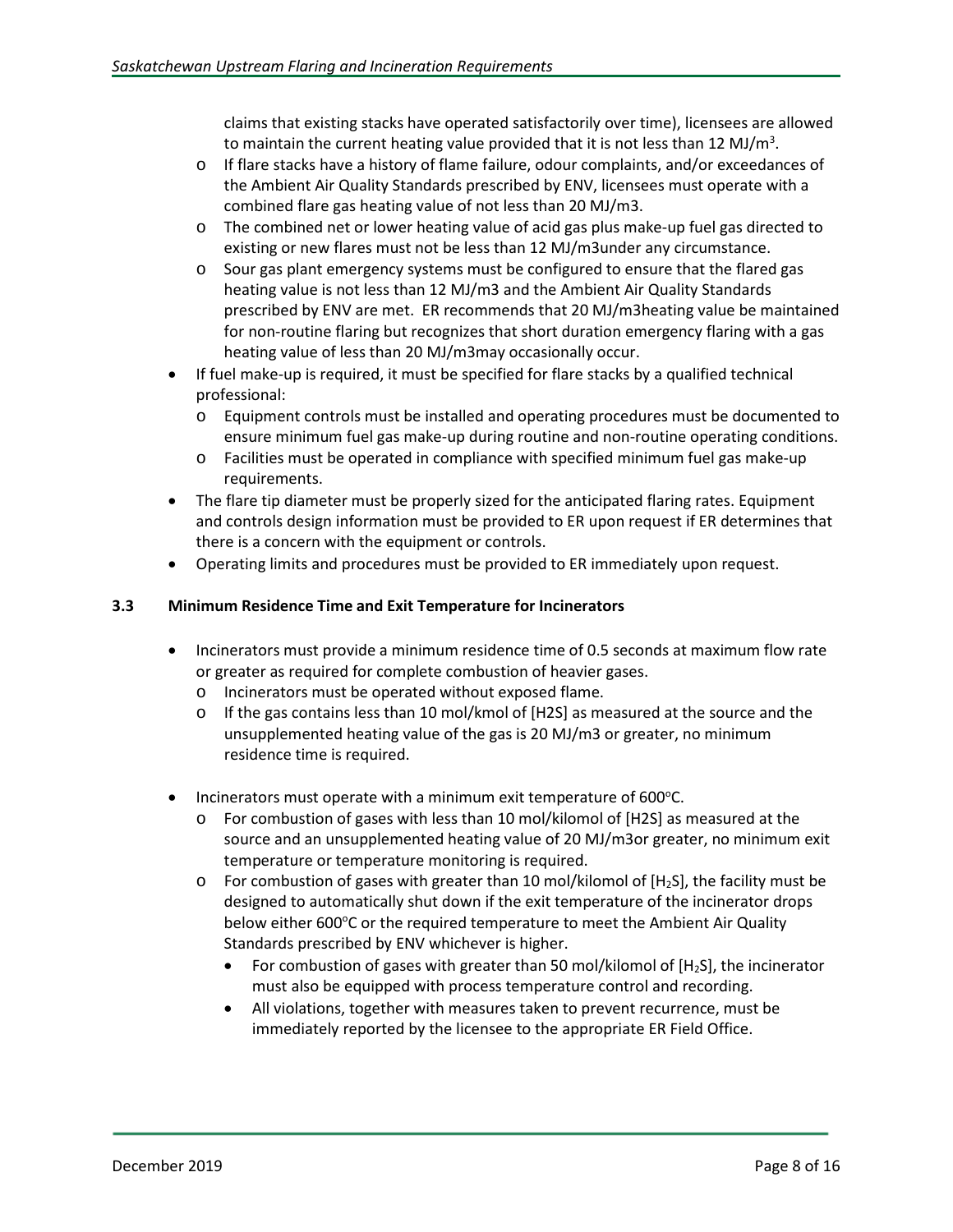claims that existing stacks have operated satisfactorily over time), licensees are allowed to maintain the current heating value provided that it is not less than 12 MJ/$m^3$.
    - If flare stacks have a history of flame failure, odour complaints, and/or exceedances of the Ambient Air Quality Standards prescribed by ENV, licensees must operate with a combined flare gas heating value of not less than 20 MJ/m3.
    - The combined net or lower heating value of acid gas plus make-up fuel gas directed to existing or new flares must not be less than 12 MJ/m3under any circumstance.
    - Sour gas plant emergency systems must be configured to ensure that the flared gas heating value is not less than 12 MJ/m3 and the Ambient Air Quality Standards prescribed by ENV are met. ER recommends that 20 MJ/m3heating value be maintained for non-routine flaring but recognizes that short duration emergency flaring with a gas heating value of less than 20 MJ/m3may occasionally occur.
- If fuel make-up is required, it must be specified for flare stacks by a qualified technical professional:
    - Equipment controls must be installed and operating procedures must be documented to ensure minimum fuel gas make-up during routine and non-routine operating conditions.
    - Facilities must be operated in compliance with specified minimum fuel gas make-up requirements.
- The flare tip diameter must be properly sized for the anticipated flaring rates. Equipment and controls design information must be provided to ER upon request if ER determines that there is a concern with the equipment or controls.
- Operating limits and procedures must be provided to ER immediately upon request.

### 3.3 Minimum Residence Time and Exit Temperature for Incinerators

- Incinerators must provide a minimum residence time of 0.5 seconds at maximum flow rate or greater as required for complete combustion of heavier gases.
    - Incinerators must be operated without exposed flame.
    - If the gas contains less than 10 mol/kmol of [H2S] as measured at the source and the unsupplemented heating value of the gas is 20 MJ/m3 or greater, no minimum residence time is required.
- Incinerators must operate with a minimum exit temperature of 600°C.
    - For combustion of gases with less than 10 mol/kilomol of [H2S] as measured at the source and an unsupplemented heating value of 20 MJ/m3or greater, no minimum exit temperature or temperature monitoring is required.
    - For combustion of gases with greater than 10 mol/kilomol of [$H_2S$], the facility must be designed to automatically shut down if the exit temperature of the incinerator drops below either 600°C or the required temperature to meet the Ambient Air Quality Standards prescribed by ENV whichever is higher.
        - For combustion of gases with greater than 50 mol/kilomol of [$H_2S$], the incinerator must also be equipped with process temperature control and recording.
        - All violations, together with measures taken to prevent recurrence, must be immediately reported by the licensee to the appropriate ER Field Office.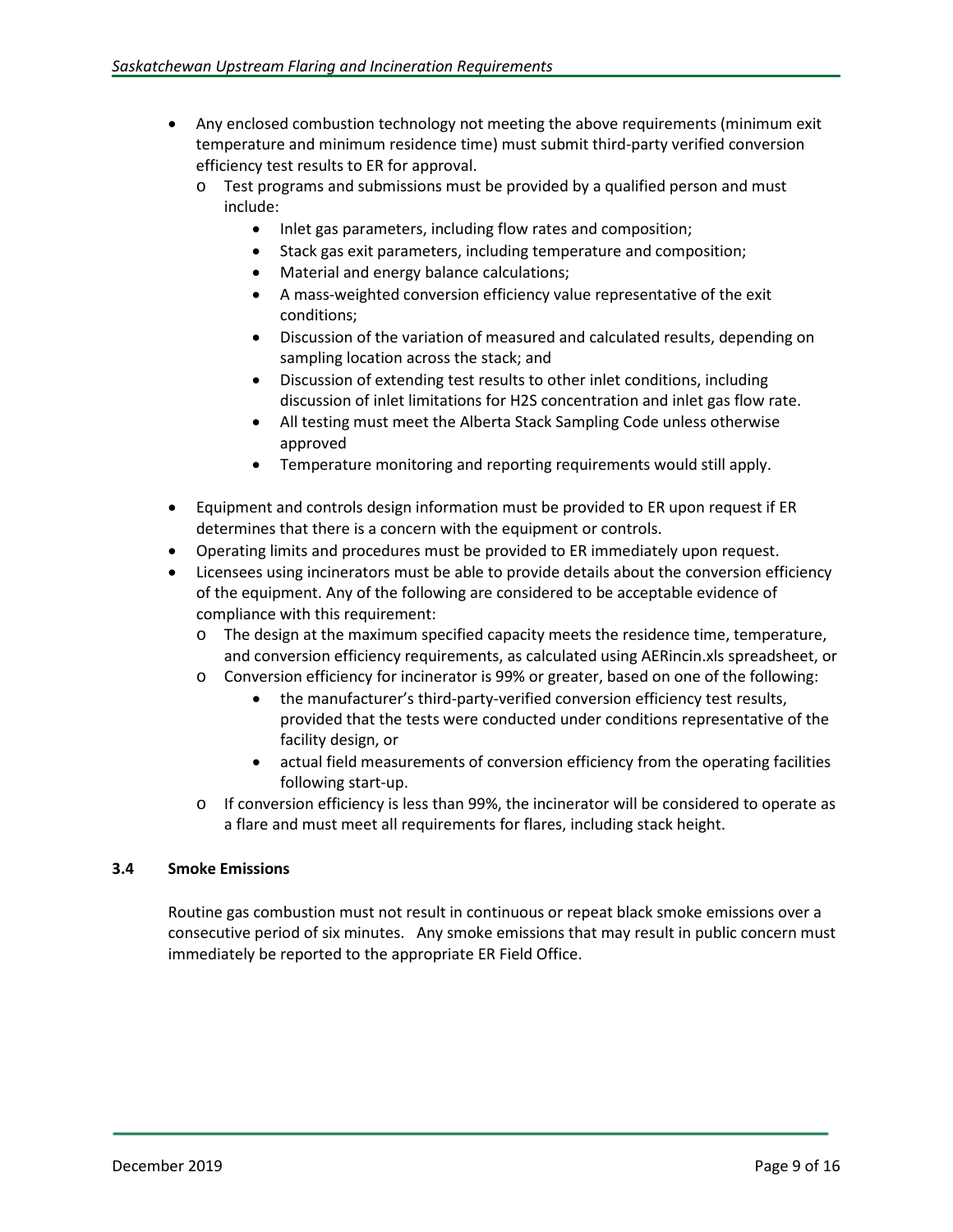- Any enclosed combustion technology not meeting the above requirements (minimum exit temperature and minimum residence time) must submit third-party verified conversion efficiency test results to ER for approval.
  - Test programs and submissions must be provided by a qualified person and must include:
    - Inlet gas parameters, including flow rates and composition;
    - Stack gas exit parameters, including temperature and composition;
    - Material and energy balance calculations;
    - A mass-weighted conversion efficiency value representative of the exit conditions;
    - Discussion of the variation of measured and calculated results, depending on sampling location across the stack; and
    - Discussion of extending test results to other inlet conditions, including discussion of inlet limitations for $H_2S$ concentration and inlet gas flow rate.
    - All testing must meet the Alberta Stack Sampling Code unless otherwise approved
    - Temperature monitoring and reporting requirements would still apply.
- Equipment and controls design information must be provided to ER upon request if ER determines that there is a concern with the equipment or controls.
- Operating limits and procedures must be provided to ER immediately upon request.
- Licensees using incinerators must be able to provide details about the conversion efficiency of the equipment. Any of the following are considered to be acceptable evidence of compliance with this requirement:
  - The design at the maximum specified capacity meets the residence time, temperature, and conversion efficiency requirements, as calculated using AERincin.xls spreadsheet, or
  - Conversion efficiency for incinerator is 99% or greater, based on one of the following:
    - the manufacturer's third-party-verified conversion efficiency test results, provided that the tests were conducted under conditions representative of the facility design, or
    - actual field measurements of conversion efficiency from the operating facilities following start-up.
  - If conversion efficiency is less than 99%, the incinerator will be considered to operate as a flare and must meet all requirements for flares, including stack height.

### 3.4 Smoke Emissions

Routine gas combustion must not result in continuous or repeat black smoke emissions over a consecutive period of six minutes. Any smoke emissions that may result in public concern must immediately be reported to the appropriate ER Field Office.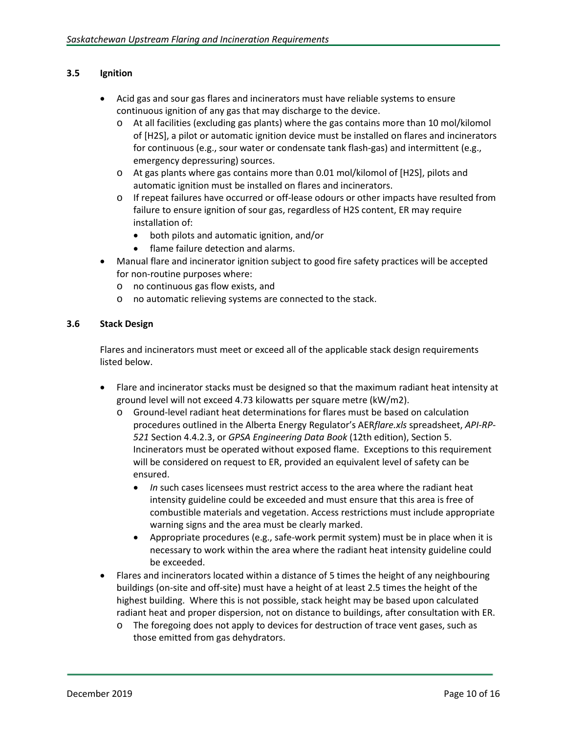### 3.5 Ignition

- Acid gas and sour gas flares and incinerators must have reliable systems to ensure continuous ignition of any gas that may discharge to the device.
  - At all facilities (excluding gas plants) where the gas contains more than 10 mol/kilomol of [H2S], a pilot or automatic ignition device must be installed on flares and incinerators for continuous (e.g., sour water or condensate tank flash-gas) and intermittent (e.g., emergency depressuring) sources.
  - At gas plants where gas contains more than 0.01 mol/kilomol of [H2S], pilots and automatic ignition must be installed on flares and incinerators.
  - If repeat failures have occurred or off-lease odours or other impacts have resulted from failure to ensure ignition of sour gas, regardless of H2S content, ER may require installation of:
    - both pilots and automatic ignition, and/or
    - flame failure detection and alarms.
- Manual flare and incinerator ignition subject to good fire safety practices will be accepted for non-routine purposes where:
  - no continuous gas flow exists, and
  - no automatic relieving systems are connected to the stack.

### 3.6 Stack Design

Flares and incinerators must meet or exceed all of the applicable stack design requirements listed below.

- Flare and incinerator stacks must be designed so that the maximum radiant heat intensity at ground level will not exceed 4.73 kilowatts per square metre (kW/m2).
  - Ground-level radiant heat determinations for flares must be based on calculation procedures outlined in the Alberta Energy Regulator's AER*flare.xls* spreadsheet, *API-RP-521* Section 4.4.2.3, or *GPSA Engineering Data Book* (12th edition), Section 5. Incinerators must be operated without exposed flame. Exceptions to this requirement will be considered on request to ER, provided an equivalent level of safety can be ensured.
    - *In* such cases licensees must restrict access to the area where the radiant heat intensity guideline could be exceeded and must ensure that this area is free of combustible materials and vegetation. Access restrictions must include appropriate warning signs and the area must be clearly marked.
    - Appropriate procedures (e.g., safe-work permit system) must be in place when it is necessary to work within the area where the radiant heat intensity guideline could be exceeded.
- Flares and incinerators located within a distance of 5 times the height of any neighbouring buildings (on-site and off-site) must have a height of at least 2.5 times the height of the highest building. Where this is not possible, stack height may be based upon calculated radiant heat and proper dispersion, not on distance to buildings, after consultation with ER.
  - The foregoing does not apply to devices for destruction of trace vent gases, such as those emitted from gas dehydrators.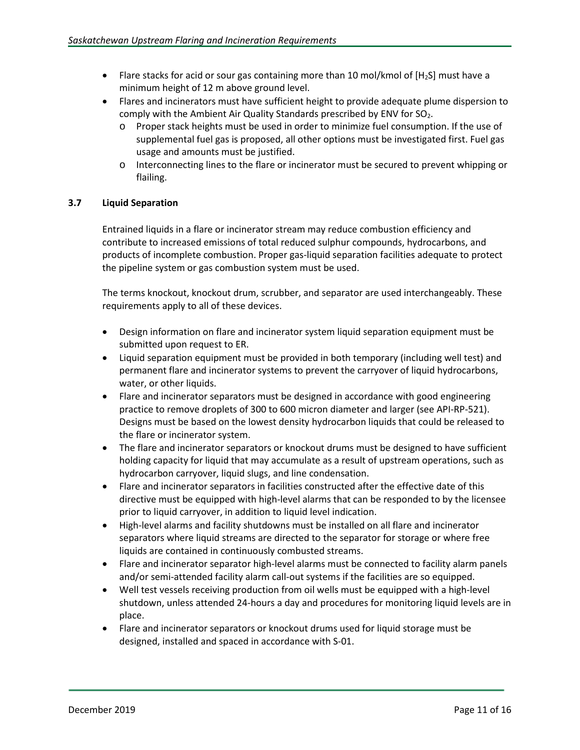- Flare stacks for acid or sour gas containing more than 10 mol/kmol of [$H_2S$] must have a minimum height of 12 m above ground level.
- Flares and incinerators must have sufficient height to provide adequate plume dispersion to comply with the Ambient Air Quality Standards prescribed by ENV for $SO_2$.
  - Proper stack heights must be used in order to minimize fuel consumption. If the use of supplemental fuel gas is proposed, all other options must be investigated first. Fuel gas usage and amounts must be justified.
  - Interconnecting lines to the flare or incinerator must be secured to prevent whipping or flailing.

### 3.7 Liquid Separation

Entrained liquids in a flare or incinerator stream may reduce combustion efficiency and contribute to increased emissions of total reduced sulphur compounds, hydrocarbons, and products of incomplete combustion. Proper gas-liquid separation facilities adequate to protect the pipeline system or gas combustion system must be used.

The terms knockout, knockout drum, scrubber, and separator are used interchangeably. These requirements apply to all of these devices.

- Design information on flare and incinerator system liquid separation equipment must be submitted upon request to ER.
- Liquid separation equipment must be provided in both temporary (including well test) and permanent flare and incinerator systems to prevent the carryover of liquid hydrocarbons, water, or other liquids.
- Flare and incinerator separators must be designed in accordance with good engineering practice to remove droplets of 300 to 600 micron diameter and larger (see API-RP-521). Designs must be based on the lowest density hydrocarbon liquids that could be released to the flare or incinerator system.
- The flare and incinerator separators or knockout drums must be designed to have sufficient holding capacity for liquid that may accumulate as a result of upstream operations, such as hydrocarbon carryover, liquid slugs, and line condensation.
- Flare and incinerator separators in facilities constructed after the effective date of this directive must be equipped with high-level alarms that can be responded to by the licensee prior to liquid carryover, in addition to liquid level indication.
- High-level alarms and facility shutdowns must be installed on all flare and incinerator separators where liquid streams are directed to the separator for storage or where free liquids are contained in continuously combusted streams.
- Flare and incinerator separator high-level alarms must be connected to facility alarm panels and/or semi-attended facility alarm call-out systems if the facilities are so equipped.
- Well test vessels receiving production from oil wells must be equipped with a high-level shutdown, unless attended 24-hours a day and procedures for monitoring liquid levels are in place.
- Flare and incinerator separators or knockout drums used for liquid storage must be designed, installed and spaced in accordance with S-01.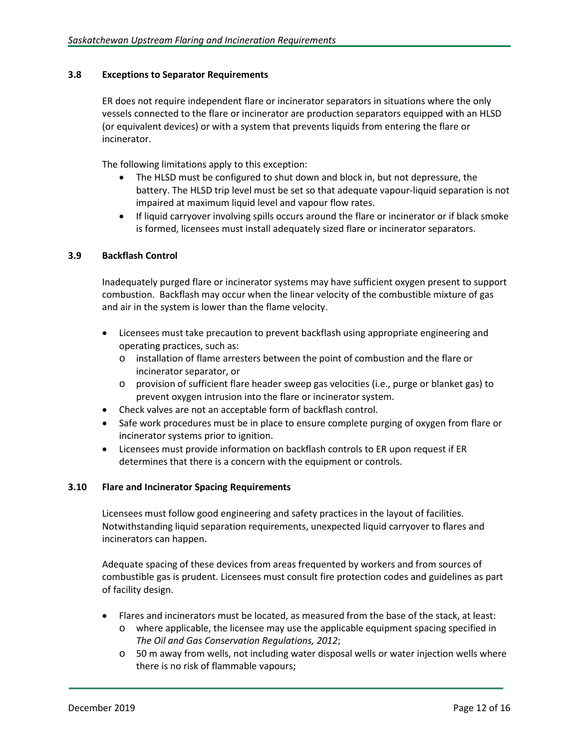### 3.8 Exceptions to Separator Requirements

ER does not require independent flare or incinerator separators in situations where the only vessels connected to the flare or incinerator are production separators equipped with an HLSD (or equivalent devices) or with a system that prevents liquids from entering the flare or incinerator.

The following limitations apply to this exception:

- The HLSD must be configured to shut down and block in, but not depressure, the battery. The HLSD trip level must be set so that adequate vapour-liquid separation is not impaired at maximum liquid level and vapour flow rates.
- If liquid carryover involving spills occurs around the flare or incinerator or if black smoke is formed, licensees must install adequately sized flare or incinerator separators.

### 3.9 Backflash Control

Inadequately purged flare or incinerator systems may have sufficient oxygen present to support combustion. Backflash may occur when the linear velocity of the combustible mixture of gas and air in the system is lower than the flame velocity.

- Licensees must take precaution to prevent backflash using appropriate engineering and operating practices, such as:
  - installation of flame arresters between the point of combustion and the flare or incinerator separator, or
  - provision of sufficient flare header sweep gas velocities (i.e., purge or blanket gas) to prevent oxygen intrusion into the flare or incinerator system.
- Check valves are not an acceptable form of backflash control.
- Safe work procedures must be in place to ensure complete purging of oxygen from flare or incinerator systems prior to ignition.
- Licensees must provide information on backflash controls to ER upon request if ER determines that there is a concern with the equipment or controls.

### 3.10 Flare and Incinerator Spacing Requirements

Licensees must follow good engineering and safety practices in the layout of facilities. Notwithstanding liquid separation requirements, unexpected liquid carryover to flares and incinerators can happen.

Adequate spacing of these devices from areas frequented by workers and from sources of combustible gas is prudent. Licensees must consult fire protection codes and guidelines as part of facility design.

- Flares and incinerators must be located, as measured from the base of the stack, at least:
  - where applicable, the licensee may use the applicable equipment spacing specified in *The Oil and Gas Conservation Regulations, 2012*;
  - 50 m away from wells, not including water disposal wells or water injection wells where there is no risk of flammable vapours;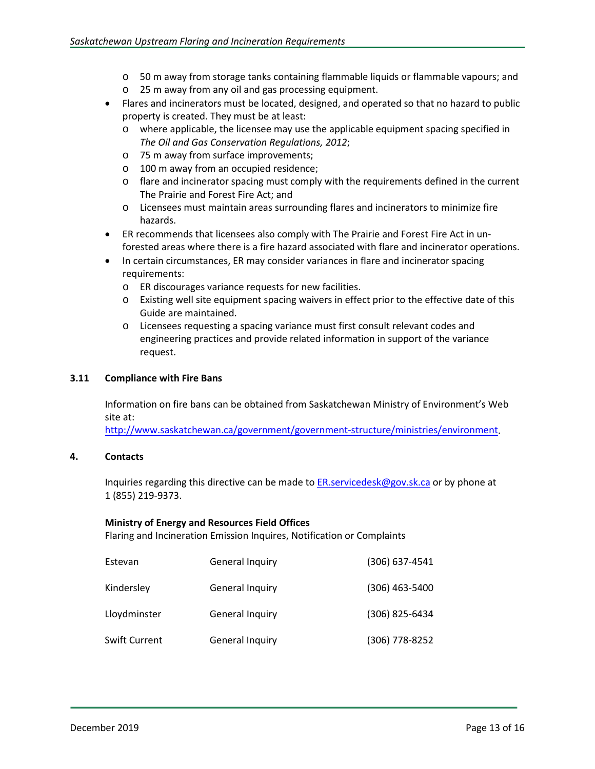- 50 m away from storage tanks containing flammable liquids or flammable vapours; and
  - 25 m away from any oil and gas processing equipment.
- Flares and incinerators must be located, designed, and operated so that no hazard to public property is created. They must be at least:
  - where applicable, the licensee may use the applicable equipment spacing specified in *The Oil and Gas Conservation Regulations, 2012*;
  - 75 m away from surface improvements;
  - 100 m away from an occupied residence;
  - flare and incinerator spacing must comply with the requirements defined in the current The Prairie and Forest Fire Act; and
  - Licensees must maintain areas surrounding flares and incinerators to minimize fire hazards.
- ER recommends that licensees also comply with The Prairie and Forest Fire Act in un-forested areas where there is a fire hazard associated with flare and incinerator operations.
- In certain circumstances, ER may consider variances in flare and incinerator spacing requirements:
  - ER discourages variance requests for new facilities.
  - Existing well site equipment spacing waivers in effect prior to the effective date of this Guide are maintained.
  - Licensees requesting a spacing variance must first consult relevant codes and engineering practices and provide related information in support of the variance request.

### 3.11 Compliance with Fire Bans

Information on fire bans can be obtained from Saskatchewan Ministry of Environment's Web site at: http://www.saskatchewan.ca/government/government-structure/ministries/environment.

## 4. Contacts

Inquiries regarding this directive can be made to ER.servicedesk@gov.sk.ca or by phone at 1 (855) 219-9373.

**Ministry of Energy and Resources Field Offices**
Flaring and Incineration Emission Inquires, Notification or Complaints

| | | |
|---|---|---|
| Estevan | General Inquiry | (306) 637-4541 |
| Kindersley | General Inquiry | (306) 463-5400 |
| Lloydminster | General Inquiry | (306) 825-6434 |
| Swift Current | General Inquiry | (306) 778-8252 |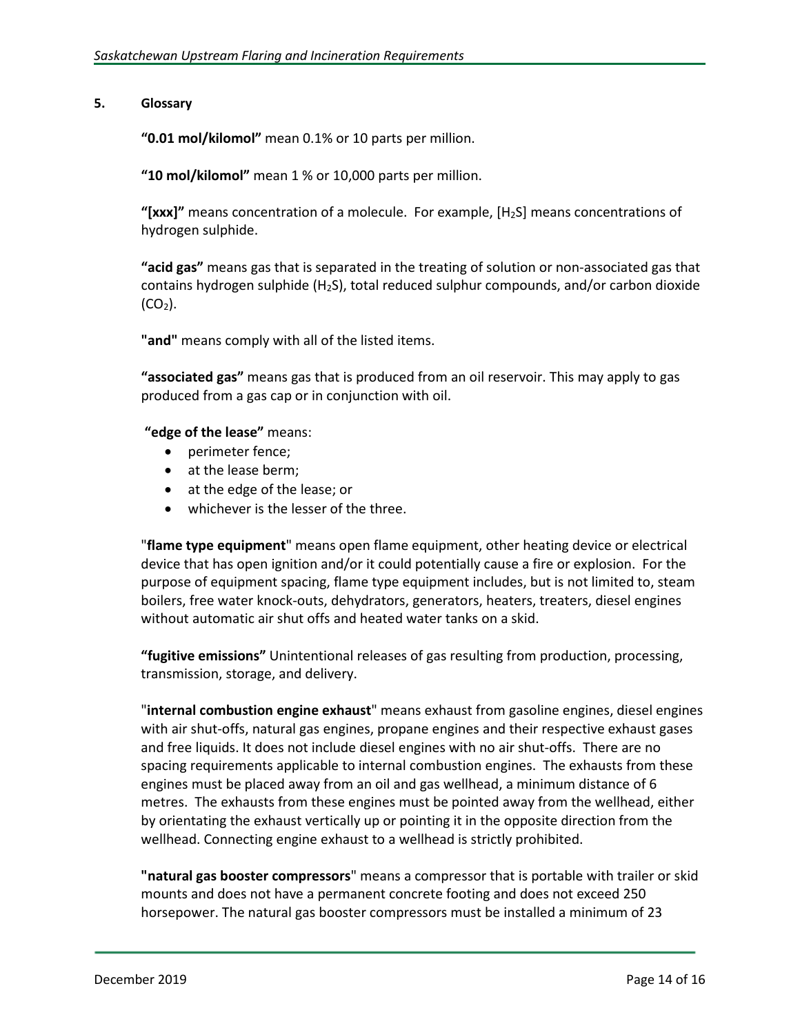## 5. Glossary

**“0.01 mol/kilomol”** mean 0.1% or 10 parts per million.

**“10 mol/kilomol”** mean 1 % or 10,000 parts per million.

**“[xxx]”** means concentration of a molecule. For example, [$H_2S$] means concentrations of hydrogen sulphide.

**“acid gas”** means gas that is separated in the treating of solution or non-associated gas that contains hydrogen sulphide ($H_2S$), total reduced sulphur compounds, and/or carbon dioxide ($CO_2$).

**"and"** means comply with all of the listed items.

**“associated gas”** means gas that is produced from an oil reservoir. This may apply to gas produced from a gas cap or in conjunction with oil.

**“edge of the lease”** means:

- perimeter fence;
- at the lease berm;
- at the edge of the lease; or
- whichever is the lesser of the three.

"**flame type equipment**" means open flame equipment, other heating device or electrical device that has open ignition and/or it could potentially cause a fire or explosion. For the purpose of equipment spacing, flame type equipment includes, but is not limited to, steam boilers, free water knock-outs, dehydrators, generators, heaters, treaters, diesel engines without automatic air shut offs and heated water tanks on a skid.

**“fugitive emissions”** Unintentional releases of gas resulting from production, processing, transmission, storage, and delivery.

"**internal combustion engine exhaust**" means exhaust from gasoline engines, diesel engines with air shut-offs, natural gas engines, propane engines and their respective exhaust gases and free liquids. It does not include diesel engines with no air shut-offs. There are no spacing requirements applicable to internal combustion engines. The exhausts from these engines must be placed away from an oil and gas wellhead, a minimum distance of 6 metres. The exhausts from these engines must be pointed away from the wellhead, either by orientating the exhaust vertically up or pointing it in the opposite direction from the wellhead. Connecting engine exhaust to a wellhead is strictly prohibited.

**"natural gas booster compressors**" means a compressor that is portable with trailer or skid mounts and does not have a permanent concrete footing and does not exceed 250 horsepower. The natural gas booster compressors must be installed a minimum of 23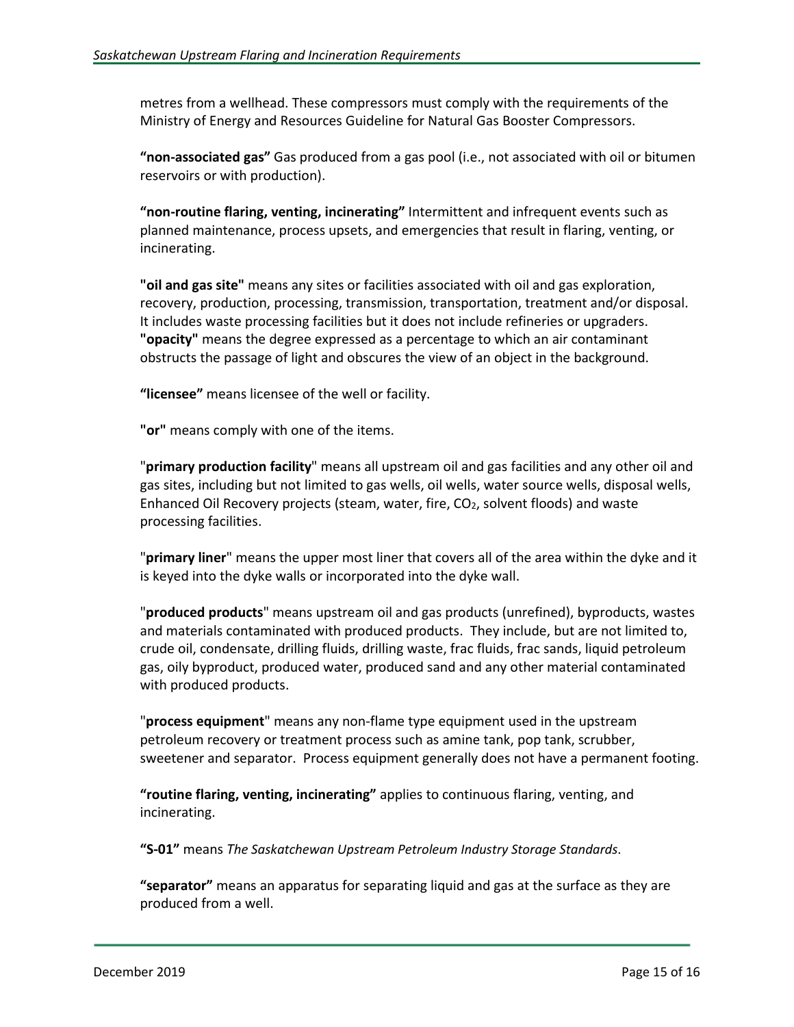metres from a wellhead. These compressors must comply with the requirements of the Ministry of Energy and Resources Guideline for Natural Gas Booster Compressors.

**"non-associated gas"** Gas produced from a gas pool (i.e., not associated with oil or bitumen reservoirs or with production).

**"non-routine flaring, venting, incinerating"** Intermittent and infrequent events such as planned maintenance, process upsets, and emergencies that result in flaring, venting, or incinerating.

**"oil and gas site"** means any sites or facilities associated with oil and gas exploration, recovery, production, processing, transmission, transportation, treatment and/or disposal. It includes waste processing facilities but it does not include refineries or upgraders.
**"opacity"** means the degree expressed as a percentage to which an air contaminant obstructs the passage of light and obscures the view of an object in the background.

**"licensee"** means licensee of the well or facility.

**"or"** means comply with one of the items.

"**primary production facility**" means all upstream oil and gas facilities and any other oil and gas sites, including but not limited to gas wells, oil wells, water source wells, disposal wells, Enhanced Oil Recovery projects (steam, water, fire, $CO_2$, solvent floods) and waste processing facilities.

"**primary liner**" means the upper most liner that covers all of the area within the dyke and it is keyed into the dyke walls or incorporated into the dyke wall.

"**produced products**" means upstream oil and gas products (unrefined), byproducts, wastes and materials contaminated with produced products. They include, but are not limited to, crude oil, condensate, drilling fluids, drilling waste, frac fluids, frac sands, liquid petroleum gas, oily byproduct, produced water, produced sand and any other material contaminated with produced products.

"**process equipment**" means any non-flame type equipment used in the upstream petroleum recovery or treatment process such as amine tank, pop tank, scrubber, sweetener and separator. Process equipment generally does not have a permanent footing.

**"routine flaring, venting, incinerating"** applies to continuous flaring, venting, and incinerating.

**"S-01"** means *The Saskatchewan Upstream Petroleum Industry Storage Standards*.

**"separator"** means an apparatus for separating liquid and gas at the surface as they are produced from a well.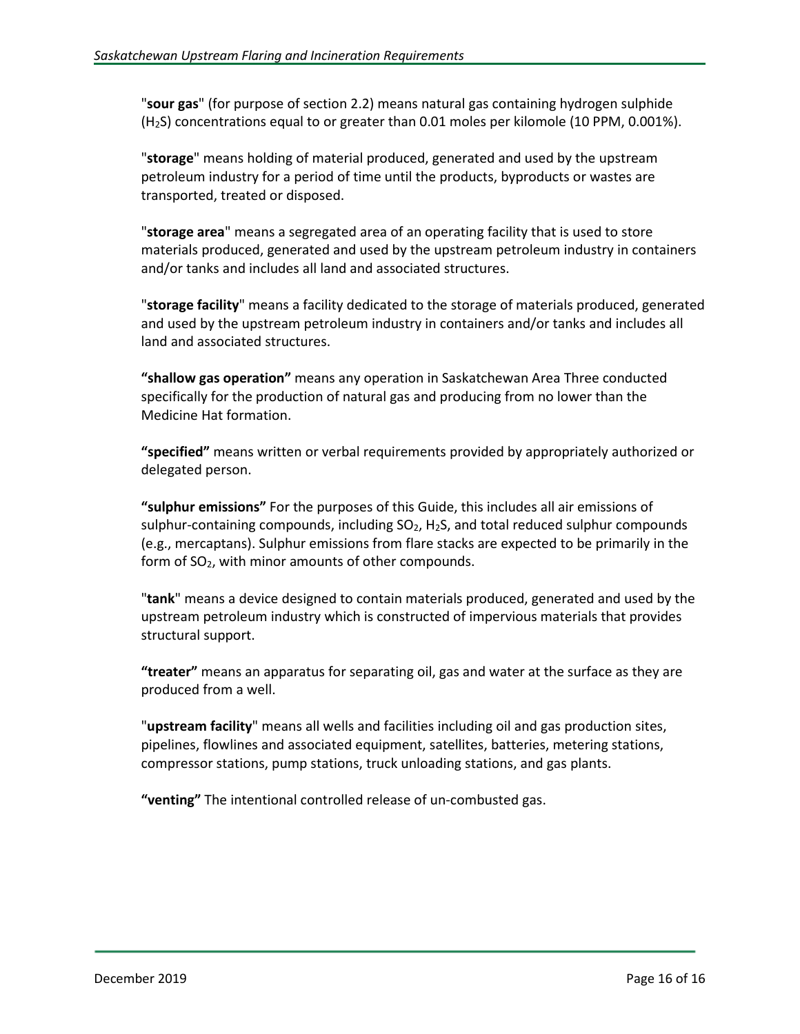"**sour gas**" (for purpose of section 2.2) means natural gas containing hydrogen sulphide ($H_2S$) concentrations equal to or greater than 0.01 moles per kilomole (10 PPM, 0.001%).

"**storage**" means holding of material produced, generated and used by the upstream petroleum industry for a period of time until the products, byproducts or wastes are transported, treated or disposed.

"**storage area**" means a segregated area of an operating facility that is used to store materials produced, generated and used by the upstream petroleum industry in containers and/or tanks and includes all land and associated structures.

"**storage facility**" means a facility dedicated to the storage of materials produced, generated and used by the upstream petroleum industry in containers and/or tanks and includes all land and associated structures.

**"shallow gas operation"** means any operation in Saskatchewan Area Three conducted specifically for the production of natural gas and producing from no lower than the Medicine Hat formation.

**"specified"** means written or verbal requirements provided by appropriately authorized or delegated person.

**"sulphur emissions"** For the purposes of this Guide, this includes all air emissions of sulphur-containing compounds, including $SO_2$, $H_2S$, and total reduced sulphur compounds (e.g., mercaptans). Sulphur emissions from flare stacks are expected to be primarily in the form of $SO_2$, with minor amounts of other compounds.

"**tank**" means a device designed to contain materials produced, generated and used by the upstream petroleum industry which is constructed of impervious materials that provides structural support.

**"treater"** means an apparatus for separating oil, gas and water at the surface as they are produced from a well.

"**upstream facility**" means all wells and facilities including oil and gas production sites, pipelines, flowlines and associated equipment, satellites, batteries, metering stations, compressor stations, pump stations, truck unloading stations, and gas plants.

**"venting"** The intentional controlled release of un-combusted gas.